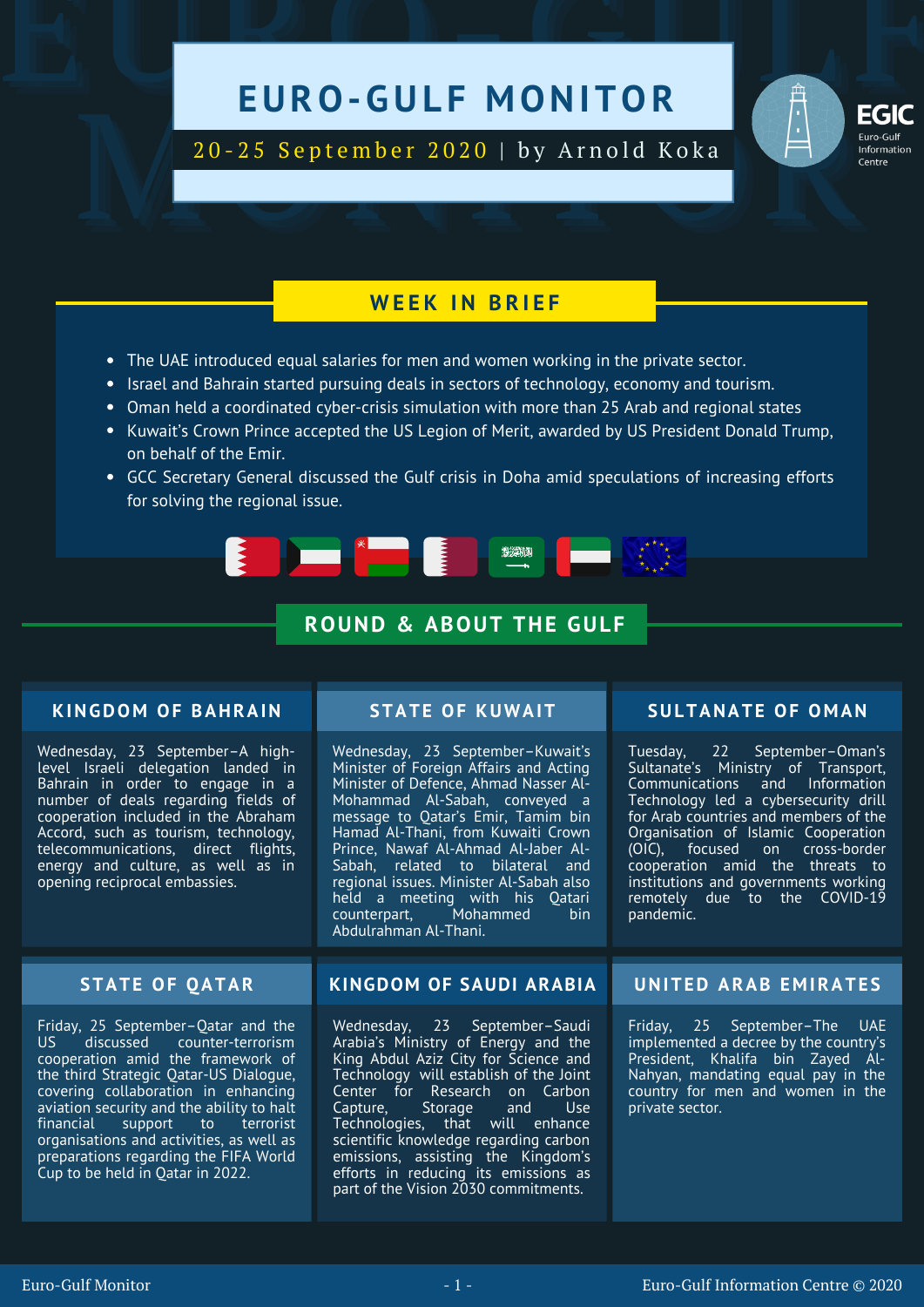# EURO-GULF MONITOR

20-25 September 2020 | by Arnold Koka

EGIC
Euro-Gulf Information Centre

## WEEK IN BRIEF

- The UAE introduced equal salaries for men and women working in the private sector.
- Israel and Bahrain started pursuing deals in sectors of technology, economy and tourism.
- Oman held a coordinated cyber-crisis simulation with more than 25 Arab and regional states
- Kuwait's Crown Prince accepted the US Legion of Merit, awarded by US President Donald Trump, on behalf of the Emir.
- GCC Secretary General discussed the Gulf crisis in Doha amid speculations of increasing efforts for solving the regional issue.

## ROUND & ABOUT THE GULF

### KINGDOM OF BAHRAIN

Wednesday, 23 September–A high-level Israeli delegation landed in Bahrain in order to engage in a number of deals regarding fields of cooperation included in the Abraham Accord, such as tourism, technology, telecommunications, direct flights, energy and culture, as well as in opening reciprocal embassies.

### STATE OF KUWAIT

Wednesday, 23 September–Kuwait's Minister of Foreign Affairs and Acting Minister of Defence, Ahmad Nasser Al-Mohammad Al-Sabah, conveyed a message to Qatar's Emir, Tamim bin Hamad Al-Thani, from Kuwaiti Crown Prince, Nawaf Al-Ahmad Al-Jaber Al-Sabah, related to bilateral and regional issues. Minister Al-Sabah also held a meeting with his Qatari counterpart, Mohammed bin Abdulrahman Al-Thani.

### SULTANATE OF OMAN

Tuesday, 22 September–Oman's Sultanate's Ministry of Transport, Communications and Information Technology led a cybersecurity drill for Arab countries and members of the Organisation of Islamic Cooperation (OIC), focused on cross-border cooperation amid the threats to institutions and governments working remotely due to the COVID-19 pandemic.

### STATE OF QATAR

Friday, 25 September–Qatar and the US discussed counter-terrorism cooperation amid the framework of the third Strategic Qatar-US Dialogue, covering collaboration in enhancing aviation security and the ability to halt financial support to terrorist organisations and activities, as well as preparations regarding the FIFA World Cup to be held in Qatar in 2022.

### KINGDOM OF SAUDI ARABIA

Wednesday, 23 September–Saudi Arabia's Ministry of Energy and the King Abdul Aziz City for Science and Technology will establish of the Joint Center for Research on Carbon Capture, Storage and Use Technologies, that will enhance scientific knowledge regarding carbon emissions, assisting the Kingdom's efforts in reducing its emissions as part of the Vision 2030 commitments.

### UNITED ARAB EMIRATES

Friday, 25 September–The UAE implemented a decree by the country's President, Khalifa bin Zayed Al-Nahyan, mandating equal pay in the country for men and women in the private sector.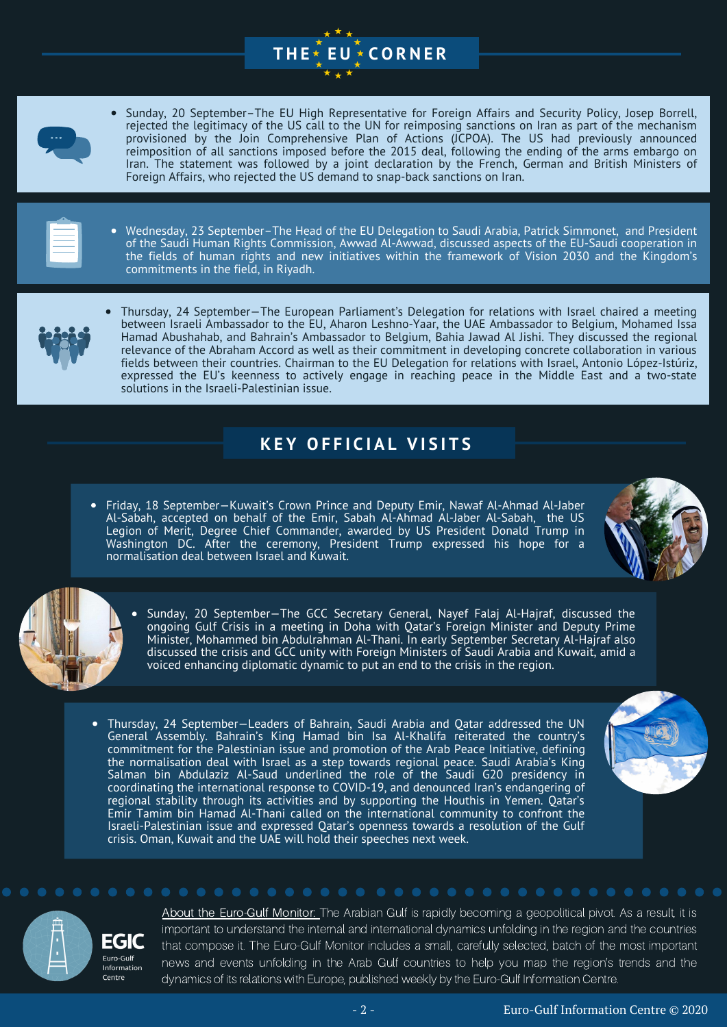## THE EU CORNER

- Sunday, 20 September–The EU High Representative for Foreign Affairs and Security Policy, Josep Borrell, rejected the legitimacy of the US call to the UN for reimposing sanctions on Iran as part of the mechanism provisioned by the Join Comprehensive Plan of Actions (JCPOA). The US had previously announced reimposition of all sanctions imposed before the 2015 deal, following the ending of the arms embargo on Iran. The statement was followed by a joint declaration by the French, German and British Ministers of Foreign Affairs, who rejected the US demand to snap-back sanctions on Iran.

- Wednesday, 23 September–The Head of the EU Delegation to Saudi Arabia, Patrick Simmonet, and President of the Saudi Human Rights Commission, Awwad Al-Awwad, discussed aspects of the EU-Saudi cooperation in the fields of human rights and new initiatives within the framework of Vision 2030 and the Kingdom's commitments in the field, in Riyadh.

- Thursday, 24 September—The European Parliament's Delegation for relations with Israel chaired a meeting between Israeli Ambassador to the EU, Aharon Leshno-Yaar, the UAE Ambassador to Belgium, Mohamed Issa Hamad Abushahab, and Bahrain's Ambassador to Belgium, Bahia Jawad Al Jishi. They discussed the regional relevance of the Abraham Accord as well as their commitment in developing concrete collaboration in various fields between their countries. Chairman to the EU Delegation for relations with Israel, Antonio López-Istúriz, expressed the EU's keenness to actively engage in reaching peace in the Middle East and a two-state solutions in the Israeli-Palestinian issue.

## KEY OFFICIAL VISITS

- Friday, 18 September—Kuwait's Crown Prince and Deputy Emir, Nawaf Al-Ahmad Al-Jaber Al-Sabah, accepted on behalf of the Emir, Sabah Al-Ahmad Al-Jaber Al-Sabah, the US Legion of Merit, Degree Chief Commander, awarded by US President Donald Trump in Washington DC. After the ceremony, President Trump expressed his hope for a normalisation deal between Israel and Kuwait.

- Sunday, 20 September—The GCC Secretary General, Nayef Falaj Al-Hajraf, discussed the ongoing Gulf Crisis in a meeting in Doha with Qatar's Foreign Minister and Deputy Prime Minister, Mohammed bin Abdulrahman Al-Thani. In early September Secretary Al-Hajraf also discussed the crisis and GCC unity with Foreign Ministers of Saudi Arabia and Kuwait, amid a voiced enhancing diplomatic dynamic to put an end to the crisis in the region.

- Thursday, 24 September—Leaders of Bahrain, Saudi Arabia and Qatar addressed the UN General Assembly. Bahrain's King Hamad bin Isa Al-Khalifa reiterated the country's commitment for the Palestinian issue and promotion of the Arab Peace Initiative, defining the normalisation deal with Israel as a step towards regional peace. Saudi Arabia's King Salman bin Abdulaziz Al-Saud underlined the role of the Saudi G20 presidency in coordinating the international response to COVID-19, and denounced Iran's endangering of regional stability through its activities and by supporting the Houthis in Yemen. Qatar's Emir Tamim bin Hamad Al-Thani called on the international community to confront the Israeli-Palestinian issue and expressed Qatar's openness towards a resolution of the Gulf crisis. Oman, Kuwait and the UAE will hold their speeches next week.

EGIC Euro-Gulf Information Centre

About the Euro-Gulf Monitor: The Arabian Gulf is rapidly becoming a geopolitical pivot. As a result, it is important to understand the internal and international dynamics unfolding in the region and the countries that compose it. The Euro-Gulf Monitor includes a small, carefully selected, batch of the most important news and events unfolding in the Arab Gulf countries to help you map the region's trends and the dynamics of its relations with Europe, published weekly by the Euro-Gulf Information Centre.

Euro-Gulf Information Centre © 2020